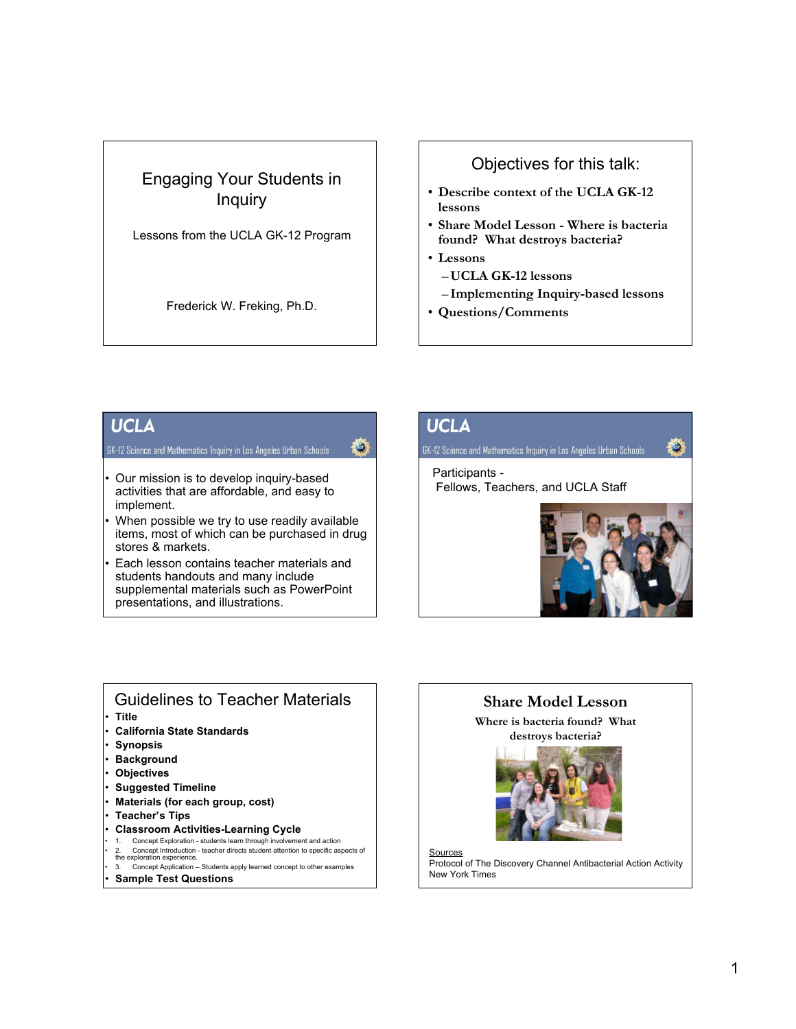# Engaging Your Students in Inquiry

Lessons from the UCLA GK-12 Program

Frederick W. Freking, Ph.D.

## Objectives for this talk:

- Describe context of the UCLA GK-12 lessons
- Share Model Lesson - Where is bacteria found? What destroys bacteria?
- Lessons
  - UCLA GK-12 lessons
  - Implementing Inquiry-based lessons
- Questions/Comments

## UCLA

GK-12 Science and Mathematics Inquiry in Los Angeles Urban Schools

- Our mission is to develop inquiry-based activities that are affordable, and easy to implement.
- When possible we try to use readily available items, most of which can be purchased in drug stores & markets.
- Each lesson contains teacher materials and students handouts and many include supplemental materials such as PowerPoint presentations, and illustrations.

## UCLA

GK-12 Science and Mathematics Inquiry in Los Angeles Urban Schools

Participants -
Fellows, Teachers, and UCLA Staff

## Guidelines to Teacher Materials

- **Title**
- **California State Standards**
- **Synopsis**
- **Background**
- **Objectives**
- **Suggested Timeline**
- **Materials (for each group, cost)**
- **Teacher's Tips**
- **Classroom Activities-Learning Cycle**
  1. Concept Exploration - students learn through involvement and action
  2. Concept Introduction - teacher directs student attention to specific aspects of the exploration experience.
  3. Concept Application – Students apply learned concept to other examples
- **Sample Test Questions**

## Share Model Lesson

Where is bacteria found? What destroys bacteria?

Sources
Protocol of The Discovery Channel Antibacterial Action Activity
New York Times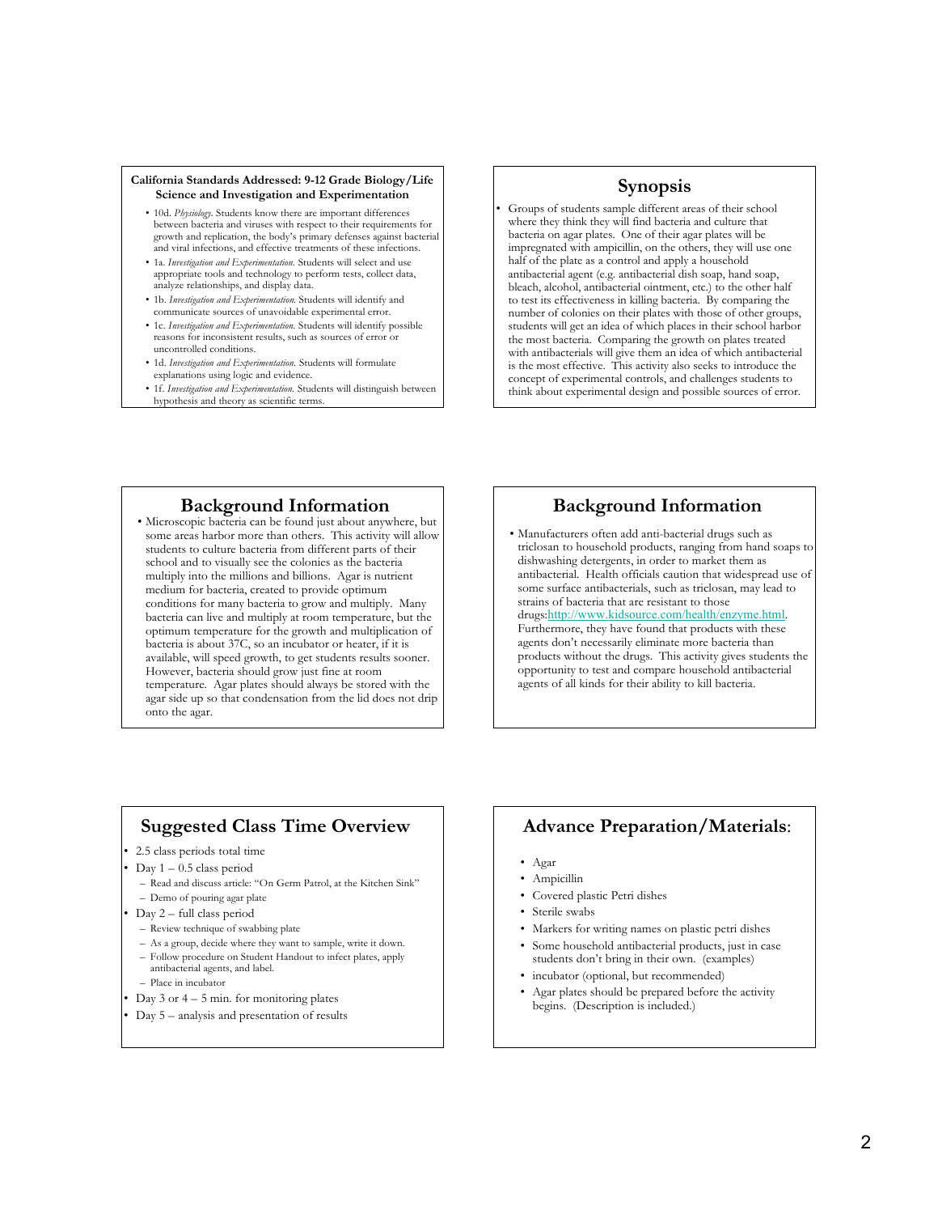## California Standards Addressed: 9-12 Grade Biology/Life Science and Investigation and Experimentation

- 10d. *Physiology.* Students know there are important differences between bacteria and viruses with respect to their requirements for growth and replication, the body's primary defenses against bacterial and viral infections, and effective treatments of these infections.
- 1a. *Investigation and Experimentation.* Students will select and use appropriate tools and technology to perform tests, collect data, analyze relationships, and display data.
- 1b. *Investigation and Experimentation.* Students will identify and communicate sources of unavoidable experimental error.
- 1c. *Investigation and Experimentation.* Students will identify possible reasons for inconsistent results, such as sources of error or uncontrolled conditions.
- 1d. *Investigation and Experimentation.* Students will formulate explanations using logic and evidence.
- 1f. *Investigation and Experimentation.* Students will distinguish between hypothesis and theory as scientific terms.

## Synopsis

- Groups of students sample different areas of their school where they think they will find bacteria and culture that bacteria on agar plates. One of their agar plates will be impregnated with ampicillin, on the others, they will use one half of the plate as a control and apply a household antibacterial agent (e.g. antibacterial dish soap, hand soap, bleach, alcohol, antibacterial ointment, etc.) to the other half to test its effectiveness in killing bacteria. By comparing the number of colonies on their plates with those of other groups, students will get an idea of which places in their school harbor the most bacteria. Comparing the growth on plates treated with antibacterials will give them an idea of which antibacterial is the most effective. This activity also seeks to introduce the concept of experimental controls, and challenges students to think about experimental design and possible sources of error.

## Background Information

- Microscopic bacteria can be found just about anywhere, but some areas harbor more than others. This activity will allow students to culture bacteria from different parts of their school and to visually see the colonies as the bacteria multiply into the millions and billions. Agar is nutrient medium for bacteria, created to provide optimum conditions for many bacteria to grow and multiply. Many bacteria can live and multiply at room temperature, but the optimum temperature for the growth and multiplication of bacteria is about 37C, so an incubator or heater, if it is available, will speed growth, to get students results sooner. However, bacteria should grow just fine at room temperature. Agar plates should always be stored with the agar side up so that condensation from the lid does not drip onto the agar.

## Background Information

- Manufacturers often add anti-bacterial drugs such as triclosan to household products, ranging from hand soaps to dishwashing detergents, in order to market them as antibacterial. Health officials caution that widespread use of some surface antibacterials, such as triclosan, may lead to strains of bacteria that are resistant to those drugs:http://www.kidsource.com/health/enzyme.html. Furthermore, they have found that products with these agents don't necessarily eliminate more bacteria than products without the drugs. This activity gives students the opportunity to test and compare household antibacterial agents of all kinds for their ability to kill bacteria.

## Suggested Class Time Overview

- 2.5 class periods total time
- Day 1 – 0.5 class period
  - Read and discuss article: "On Germ Patrol, at the Kitchen Sink"
  - Demo of pouring agar plate
- Day 2 – full class period
  - Review technique of swabbing plate
  - As a group, decide where they want to sample, write it down.
  - Follow procedure on Student Handout to infect plates, apply antibacterial agents, and label.
  - Place in incubator
- Day 3 or 4 – 5 min. for monitoring plates
- Day 5 – analysis and presentation of results

## Advance Preparation/Materials:

- Agar
- Ampicillin
- Covered plastic Petri dishes
- Sterile swabs
- Markers for writing names on plastic petri dishes
- Some household antibacterial products, just in case students don't bring in their own. (examples)
- incubator (optional, but recommended)
- Agar plates should be prepared before the activity begins. (Description is included.)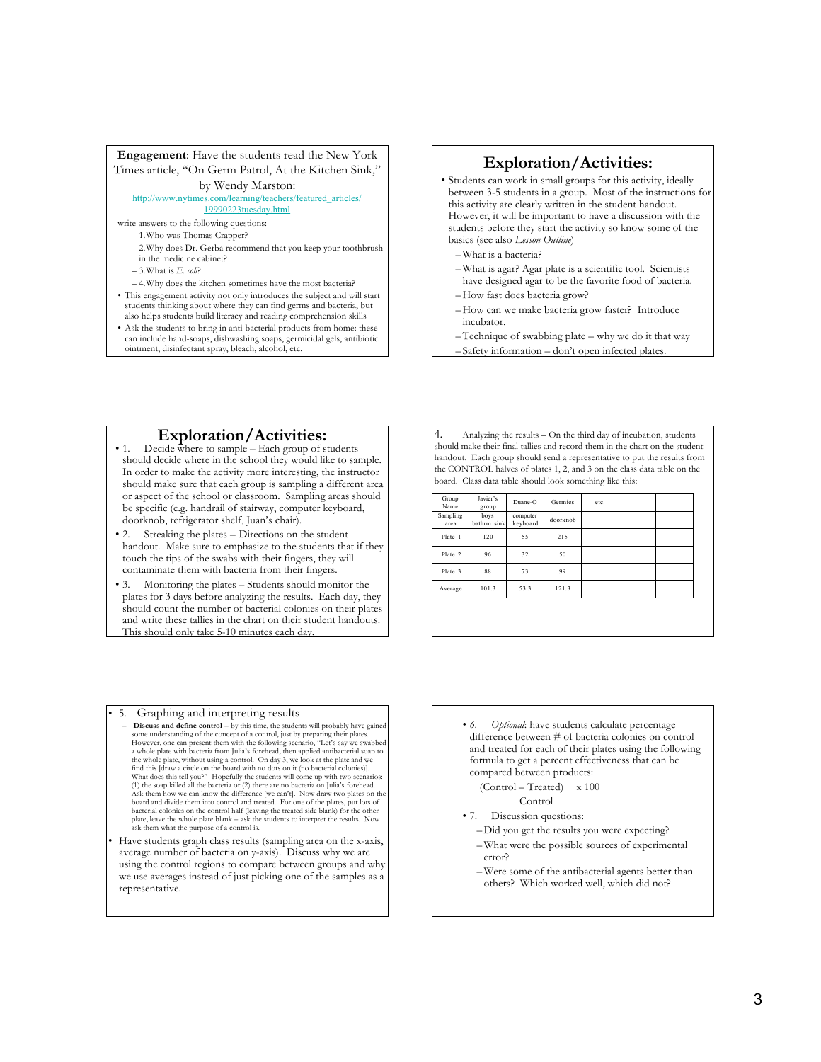**Engagement**: Have the students read the New York Times article, "On Germ Patrol, At the Kitchen Sink," by Wendy Marston:

http://www.nytimes.com/learning/teachers/featured_articles/19990223tuesday.html

write answers to the following questions:

- 1. Who was Thomas Crapper?
- 2. Why does Dr. Gerba recommend that you keep your toothbrush in the medicine cabinet?
- 3. What is *E. coli*?
- 4. Why does the kitchen sometimes have the most bacteria?

- This engagement activity not only introduces the subject and will start students thinking about where they can find germs and bacteria, but also helps students build literacy and reading comprehension skills
- Ask the students to bring in anti-bacterial products from home: these can include hand-soaps, dishwashing soaps, germicidal gels, antibiotic ointment, disinfectant spray, bleach, alcohol, etc.

## Exploration/Activities:

- Students can work in small groups for this activity, ideally between 3-5 students in a group. Most of the instructions for this activity are clearly written in the student handout. However, it will be important to have a discussion with the students before they start the activity so know some of the basics (see also *Lesson Outline*)
  - What is a bacteria?
  - What is agar? Agar plate is a scientific tool. Scientists have designed agar to be the favorite food of bacteria.
  - How fast does bacteria grow?
  - How can we make bacteria grow faster? Introduce incubator.
  - Technique of swabbing plate – why we do it that way
  - Safety information – don't open infected plates.

## Exploration/Activities:

- 1. Decide where to sample – Each group of students should decide where in the school they would like to sample. In order to make the activity more interesting, the instructor should make sure that each group is sampling a different area or aspect of the school or classroom. Sampling areas should be specific (e.g. handrail of stairway, computer keyboard, doorknob, refrigerator shelf, Juan's chair).
- 2. Streaking the plates – Directions on the student handout. Make sure to emphasize to the students that if they touch the tips of the swabs with their fingers, they will contaminate them with bacteria from their fingers.
- 3. Monitoring the plates – Students should monitor the plates for 3 days before analyzing the results. Each day, they should count the number of bacterial colonies on their plates and write these tallies in the chart on their student handouts. This should only take 5-10 minutes each day.

4. Analyzing the results – On the third day of incubation, students should make their final tallies and record them in the chart on the student handout. Each group should send a representative to put the results from the CONTROL halves of plates 1, 2, and 3 on the class data table on the board. Class data table should look something like this:

| Group Name | Javier's group | Duane-O | Germies | etc. | | |
|---|---|---|---|---|---|---|
| Sampling area | boys bathrm sink | computer keyboard | doorknob | | | |
| Plate 1 | 120 | 55 | 215 | | | |
| Plate 2 | 96 | 32 | 50 | | | |
| Plate 3 | 88 | 73 | 99 | | | |
| Average | 101.3 | 53.3 | 121.3 | | | |

- 5. Graphing and interpreting results
  - **Discuss and define control** – by this time, the students will probably have gained some understanding of the concept of a control, just by preparing their plates. However, one can present them with the following scenario, "Let's say we swabbed a whole plate with bacteria from Julia's forehead, then applied antibacterial soap to the whole plate, without using a control. On day 3, we look at the plate and we find this [draw a circle on the board with no dots on it (no bacterial colonies)]. What does this tell you?" Hopefully the students will come up with two scenarios: (1) the soap killed all the bacteria or (2) there are no bacteria on Julia's forehead. Ask them how we can know the difference [we can't]. Now draw two plates on the board and divide them into control and treated. For one of the plates, put lots of bacterial colonies on the control half (leaving the treated side blank) for the other plate, leave the whole plate blank – ask the students to interpret the results. Now ask them what the purpose of a control is.
- Have students graph class results (sampling area on the x-axis, average number of bacteria on y-axis). Discuss why we are using the control regions to compare between groups and why we use averages instead of just picking one of the samples as a representative.

- 6. *Optional*: have students calculate percentage difference between # of bacteria colonies on control and treated for each of their plates using the following formula to get a percent effectiveness that can be compared between products:

$$\frac{\text{Control} - \text{Treated}}{\text{Control}} \times 100$$

- 7. Discussion questions:
  - Did you get the results you were expecting?
  - What were the possible sources of experimental error?
  - Were some of the antibacterial agents better than others? Which worked well, which did not?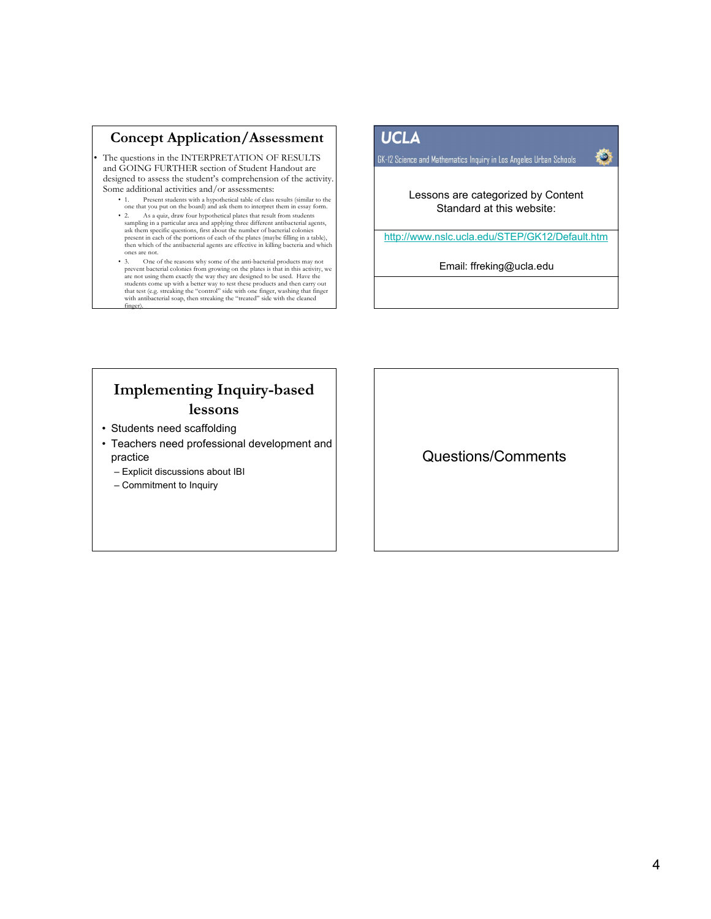## Concept Application/Assessment

- The questions in the INTERPRETATION OF RESULTS and GOING FURTHER section of Student Handout are designed to assess the student's comprehension of the activity. Some additional activities and/or assessments:
  - 1. Present students with a hypothetical table of class results (similar to the one that you put on the board) and ask them to interpret them in essay form.
  - 2. As a quiz, draw four hypothetical plates that result from students sampling in a particular area and applying three different antibacterial agents, ask them specific questions, first about the number of bacterial colonies present in each of the portions of each of the plates (maybe filling in a table), then which of the antibacterial agents are effective in killing bacteria and which ones are not.
  - 3. One of the reasons why some of the anti-bacterial products may not prevent bacterial colonies from growing on the plates is that in this activity, we are not using them exactly the way they are designed to be used. Have the students come up with a better way to test these products and then carry out that test (e.g. streaking the "control" side with one finger, washing that finger with antibacterial soap, then streaking the "treated" side with the cleaned finger).

## UCLA

GK-12 Science and Mathematics Inquiry in Los Angeles Urban Schools

Lessons are categorized by Content Standard at this website:

http://www.nslc.ucla.edu/STEP/GK12/Default.htm

Email: ffreking@ucla.edu

## Implementing Inquiry-based lessons

- Students need scaffolding
- Teachers need professional development and practice
  - Explicit discussions about IBI
  - Commitment to Inquiry

## Questions/Comments